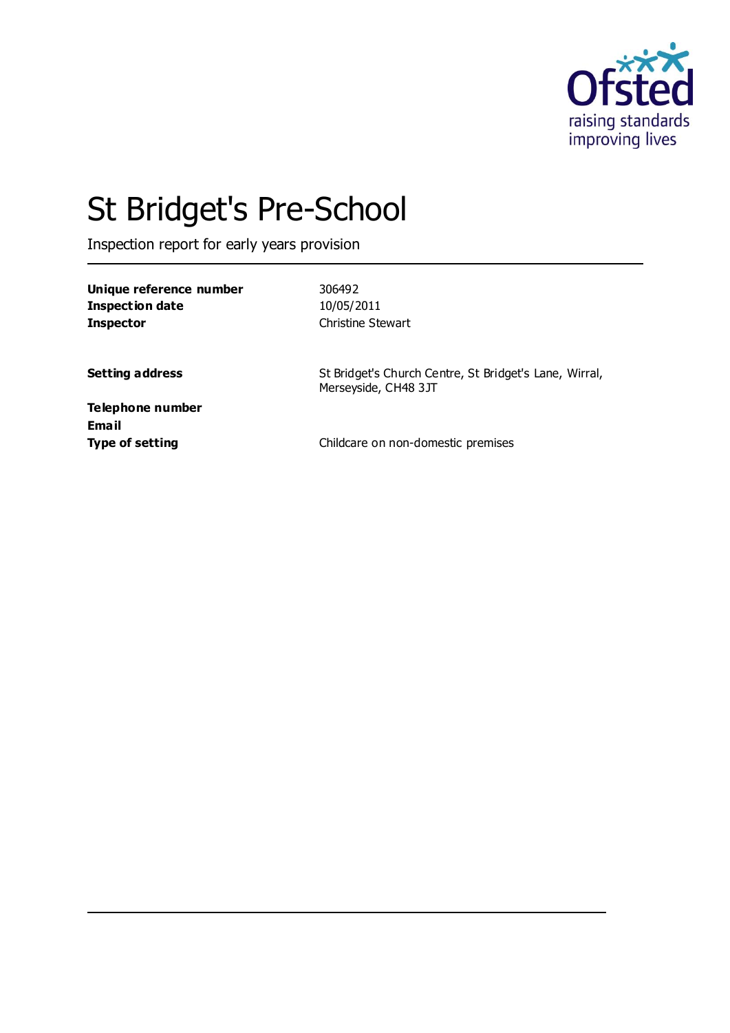# St Bridget's Pre-School

Inspection report for early years provision

| | |
|---|---|
| **Unique reference number** | 306492 |
| **Inspection date** | 10/05/2011 |
| **Inspector** | Christine Stewart |
| | |
| **Setting address** | St Bridget's Church Centre, St Bridget's Lane, Wirral, Merseyside, CH48 3JT |
| **Telephone number** | |
| **Email** | |
| **Type of setting** | Childcare on non-domestic premises |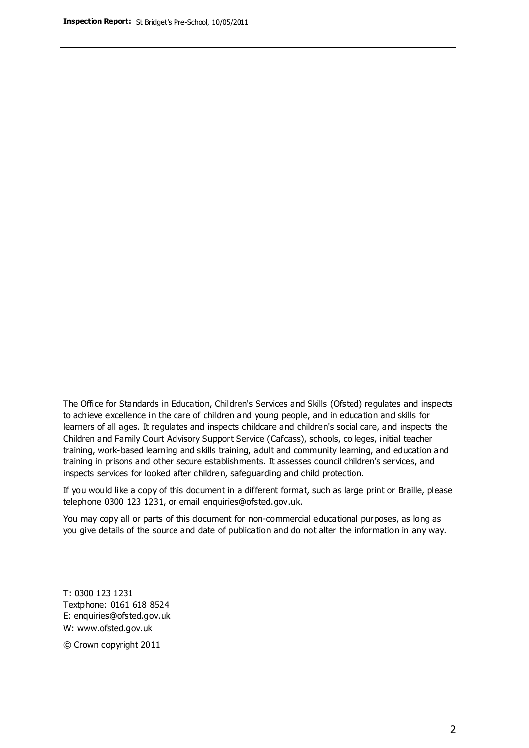The Office for Standards in Education, Children's Services and Skills (Ofsted) regulates and inspects to achieve excellence in the care of children and young people, and in education and skills for learners of all ages. It regulates and inspects childcare and children's social care, and inspects the Children and Family Court Advisory Support Service (Cafcass), schools, colleges, initial teacher training, work-based learning and skills training, adult and community learning, and education and training in prisons and other secure establishments. It assesses council children's services, and inspects services for looked after children, safeguarding and child protection.

If you would like a copy of this document in a different format, such as large print or Braille, please telephone 0300 123 1231, or email enquiries@ofsted.gov.uk.

You may copy all or parts of this document for non-commercial educational purposes, as long as you give details of the source and date of publication and do not alter the information in any way.

T: 0300 123 1231
Textphone: 0161 618 8524
E: enquiries@ofsted.gov.uk
W: www.ofsted.gov.uk

© Crown copyright 2011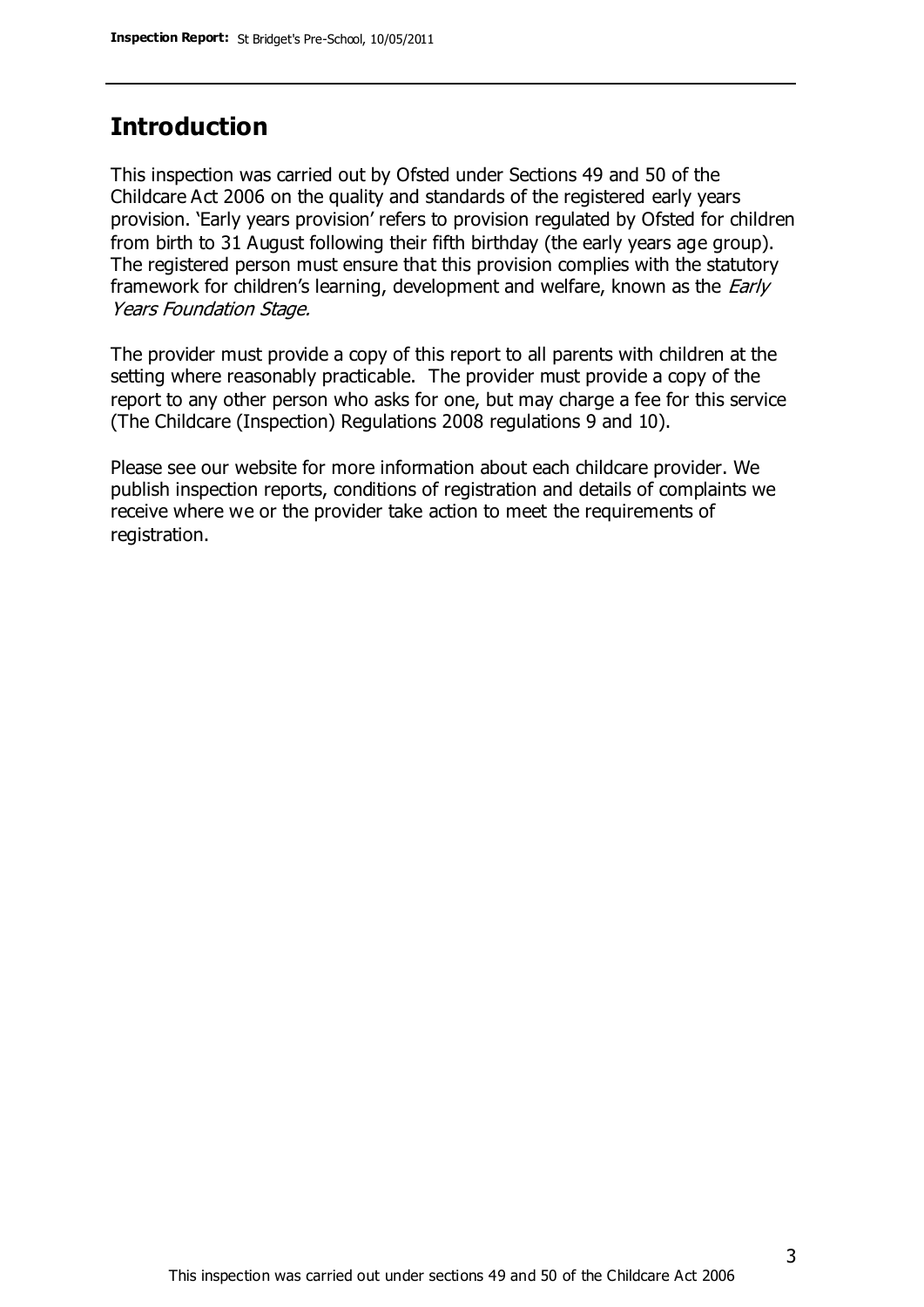## Introduction

This inspection was carried out by Ofsted under Sections 49 and 50 of the Childcare Act 2006 on the quality and standards of the registered early years provision. 'Early years provision' refers to provision regulated by Ofsted for children from birth to 31 August following their fifth birthday (the early years age group). The registered person must ensure that this provision complies with the statutory framework for children's learning, development and welfare, known as the *Early Years Foundation Stage.*

The provider must provide a copy of this report to all parents with children at the setting where reasonably practicable. The provider must provide a copy of the report to any other person who asks for one, but may charge a fee for this service (The Childcare (Inspection) Regulations 2008 regulations 9 and 10).

Please see our website for more information about each childcare provider. We publish inspection reports, conditions of registration and details of complaints we receive where we or the provider take action to meet the requirements of registration.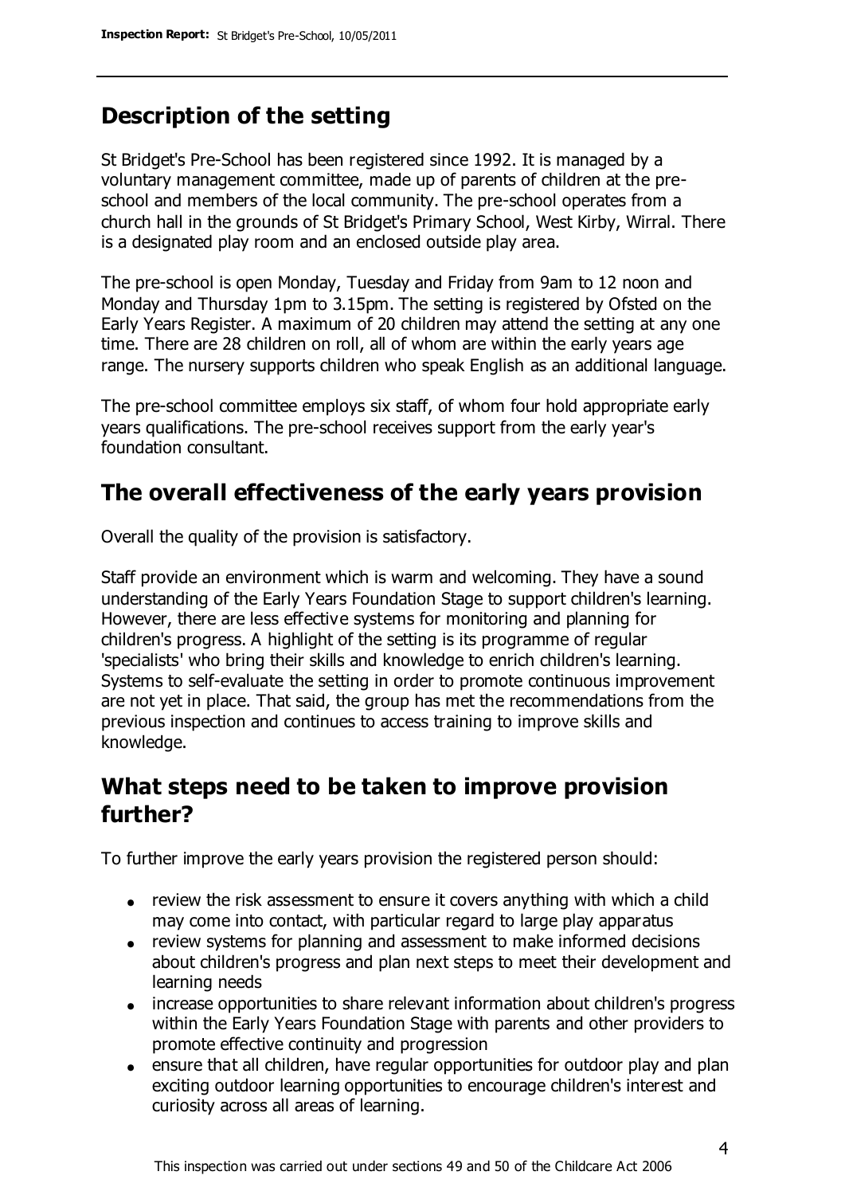## Description of the setting

St Bridget's Pre-School has been registered since 1992. It is managed by a voluntary management committee, made up of parents of children at the pre-school and members of the local community. The pre-school operates from a church hall in the grounds of St Bridget's Primary School, West Kirby, Wirral. There is a designated play room and an enclosed outside play area.

The pre-school is open Monday, Tuesday and Friday from 9am to 12 noon and Monday and Thursday 1pm to 3.15pm. The setting is registered by Ofsted on the Early Years Register. A maximum of 20 children may attend the setting at any one time. There are 28 children on roll, all of whom are within the early years age range. The nursery supports children who speak English as an additional language.

The pre-school committee employs six staff, of whom four hold appropriate early years qualifications. The pre-school receives support from the early year's foundation consultant.

## The overall effectiveness of the early years provision

Overall the quality of the provision is satisfactory.

Staff provide an environment which is warm and welcoming. They have a sound understanding of the Early Years Foundation Stage to support children's learning. However, there are less effective systems for monitoring and planning for children's progress. A highlight of the setting is its programme of regular 'specialists' who bring their skills and knowledge to enrich children's learning. Systems to self-evaluate the setting in order to promote continuous improvement are not yet in place. That said, the group has met the recommendations from the previous inspection and continues to access training to improve skills and knowledge.

## What steps need to be taken to improve provision further?

To further improve the early years provision the registered person should:

- review the risk assessment to ensure it covers anything with which a child may come into contact, with particular regard to large play apparatus
- review systems for planning and assessment to make informed decisions about children's progress and plan next steps to meet their development and learning needs
- increase opportunities to share relevant information about children's progress within the Early Years Foundation Stage with parents and other providers to promote effective continuity and progression
- ensure that all children, have regular opportunities for outdoor play and plan exciting outdoor learning opportunities to encourage children's interest and curiosity across all areas of learning.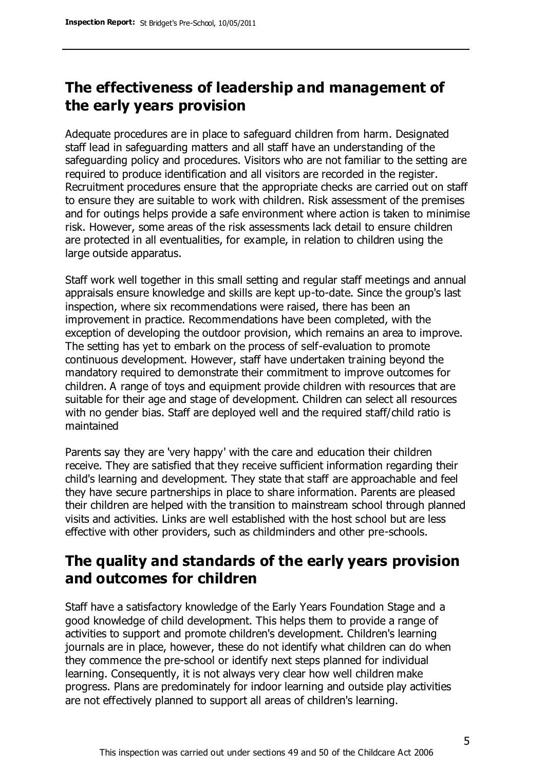## The effectiveness of leadership and management of the early years provision

Adequate procedures are in place to safeguard children from harm. Designated staff lead in safeguarding matters and all staff have an understanding of the safeguarding policy and procedures. Visitors who are not familiar to the setting are required to produce identification and all visitors are recorded in the register. Recruitment procedures ensure that the appropriate checks are carried out on staff to ensure they are suitable to work with children. Risk assessment of the premises and for outings helps provide a safe environment where action is taken to minimise risk. However, some areas of the risk assessments lack detail to ensure children are protected in all eventualities, for example, in relation to children using the large outside apparatus.

Staff work well together in this small setting and regular staff meetings and annual appraisals ensure knowledge and skills are kept up-to-date. Since the group's last inspection, where six recommendations were raised, there has been an improvement in practice. Recommendations have been completed, with the exception of developing the outdoor provision, which remains an area to improve. The setting has yet to embark on the process of self-evaluation to promote continuous development. However, staff have undertaken training beyond the mandatory required to demonstrate their commitment to improve outcomes for children. A range of toys and equipment provide children with resources that are suitable for their age and stage of development. Children can select all resources with no gender bias. Staff are deployed well and the required staff/child ratio is maintained

Parents say they are 'very happy' with the care and education their children receive. They are satisfied that they receive sufficient information regarding their child's learning and development. They state that staff are approachable and feel they have secure partnerships in place to share information. Parents are pleased their children are helped with the transition to mainstream school through planned visits and activities. Links are well established with the host school but are less effective with other providers, such as childminders and other pre-schools.

## The quality and standards of the early years provision and outcomes for children

Staff have a satisfactory knowledge of the Early Years Foundation Stage and a good knowledge of child development. This helps them to provide a range of activities to support and promote children's development. Children's learning journals are in place, however, these do not identify what children can do when they commence the pre-school or identify next steps planned for individual learning. Consequently, it is not always very clear how well children make progress. Plans are predominately for indoor learning and outside play activities are not effectively planned to support all areas of children's learning.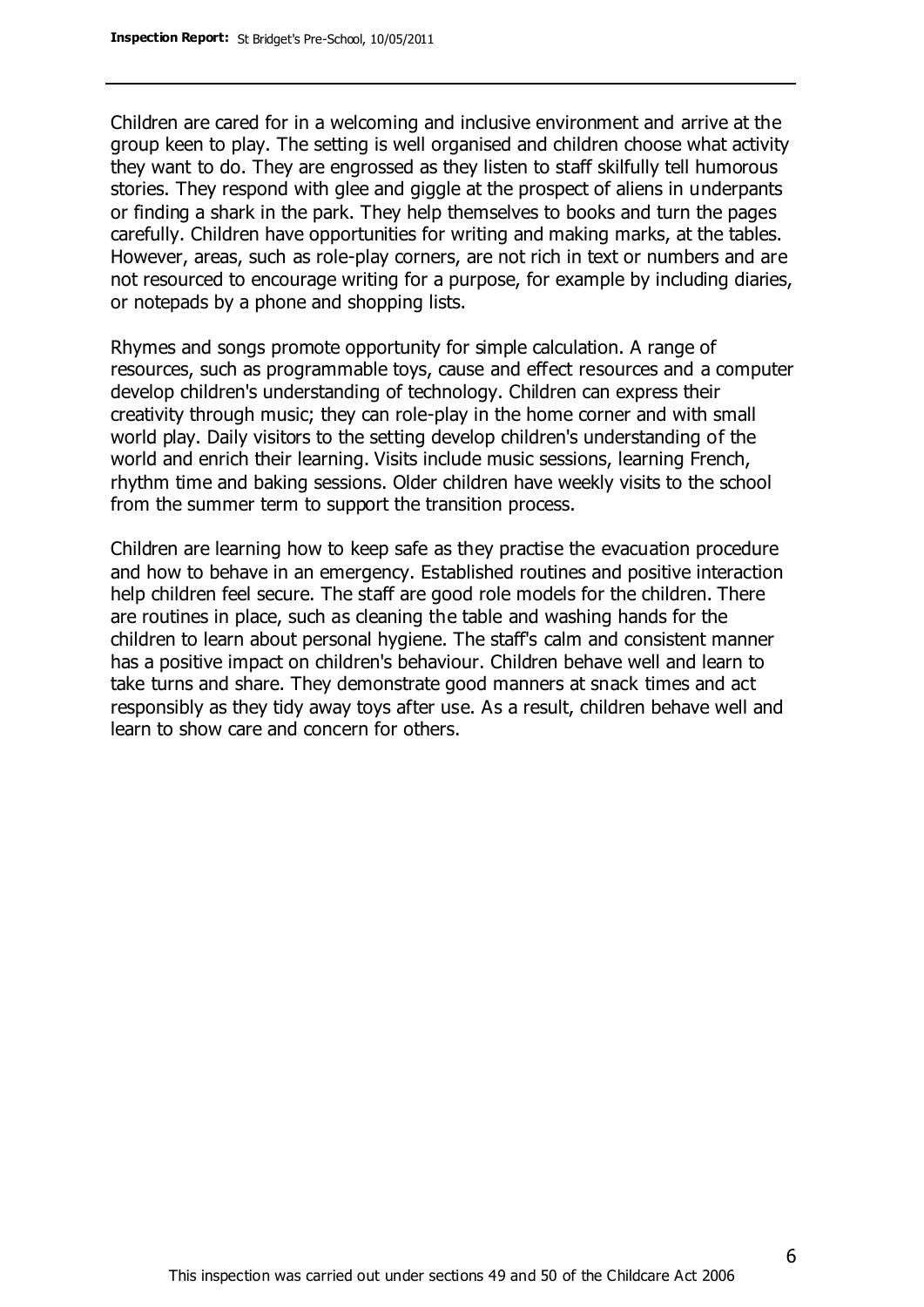Children are cared for in a welcoming and inclusive environment and arrive at the group keen to play. The setting is well organised and children choose what activity they want to do. They are engrossed as they listen to staff skilfully tell humorous stories. They respond with glee and giggle at the prospect of aliens in underpants or finding a shark in the park. They help themselves to books and turn the pages carefully. Children have opportunities for writing and making marks, at the tables. However, areas, such as role-play corners, are not rich in text or numbers and are not resourced to encourage writing for a purpose, for example by including diaries, or notepads by a phone and shopping lists.

Rhymes and songs promote opportunity for simple calculation. A range of resources, such as programmable toys, cause and effect resources and a computer develop children's understanding of technology. Children can express their creativity through music; they can role-play in the home corner and with small world play. Daily visitors to the setting develop children's understanding of the world and enrich their learning. Visits include music sessions, learning French, rhythm time and baking sessions. Older children have weekly visits to the school from the summer term to support the transition process.

Children are learning how to keep safe as they practise the evacuation procedure and how to behave in an emergency. Established routines and positive interaction help children feel secure. The staff are good role models for the children. There are routines in place, such as cleaning the table and washing hands for the children to learn about personal hygiene. The staff's calm and consistent manner has a positive impact on children's behaviour. Children behave well and learn to take turns and share. They demonstrate good manners at snack times and act responsibly as they tidy away toys after use. As a result, children behave well and learn to show care and concern for others.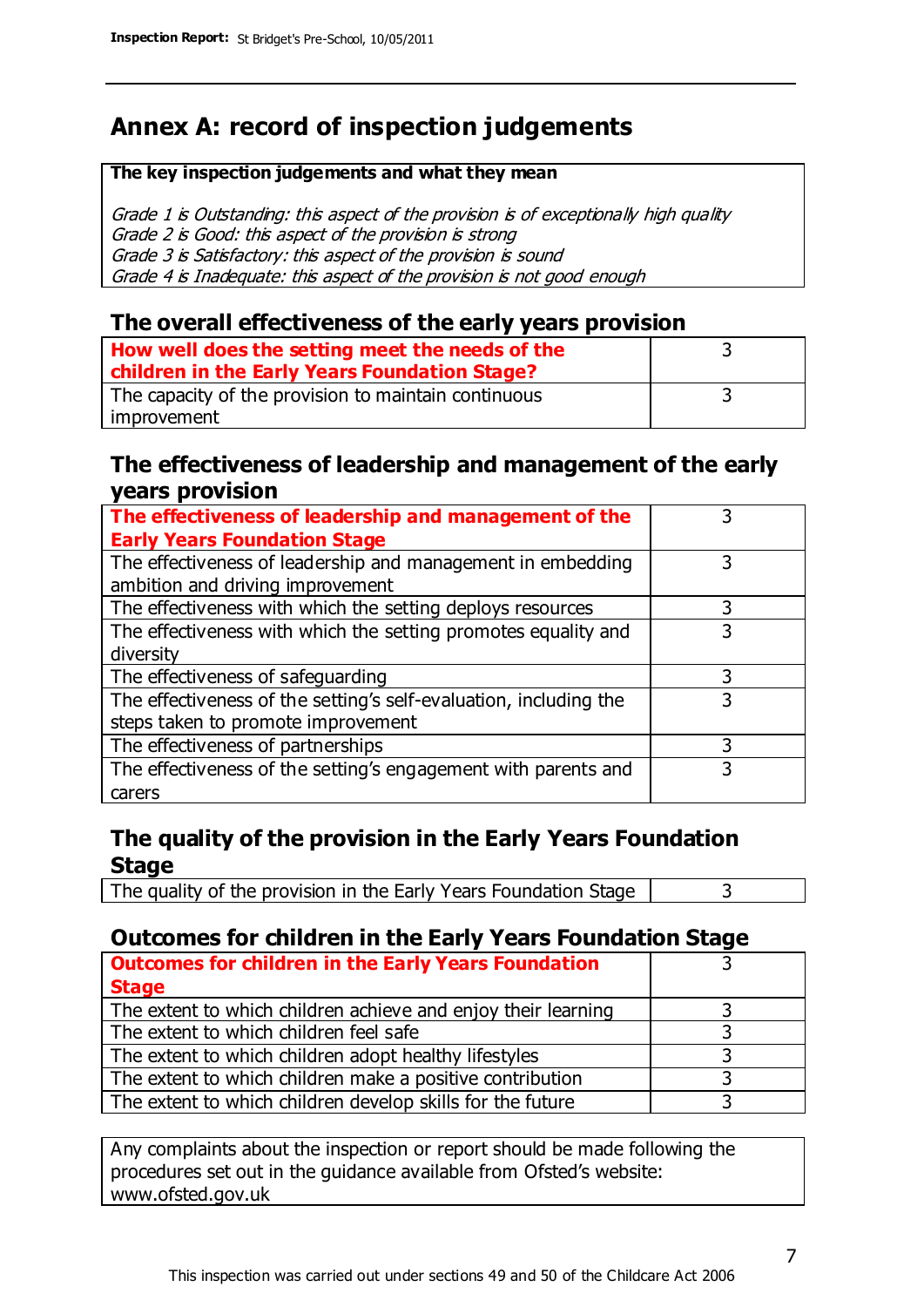# Annex A: record of inspection judgements

| The key inspection judgements and what they mean |
|---|
| *Grade 1 is Outstanding: this aspect of the provision is of exceptionally high quality*<br>*Grade 2 is Good: this aspect of the provision is strong*<br>*Grade 3 is Satisfactory: this aspect of the provision is sound*<br>*Grade 4 is Inadequate: this aspect of the provision is not good enough* |

## The overall effectiveness of the early years provision

| | |
|---|---|
| **How well does the setting meet the needs of the children in the Early Years Foundation Stage?** | 3 |
| The capacity of the provision to maintain continuous improvement | 3 |

## The effectiveness of leadership and management of the early years provision

| | |
|---|---|
| **The effectiveness of leadership and management of the Early Years Foundation Stage** | 3 |
| The effectiveness of leadership and management in embedding ambition and driving improvement | 3 |
| The effectiveness with which the setting deploys resources | 3 |
| The effectiveness with which the setting promotes equality and diversity | 3 |
| The effectiveness of safeguarding | 3 |
| The effectiveness of the setting's self-evaluation, including the steps taken to promote improvement | 3 |
| The effectiveness of partnerships | 3 |
| The effectiveness of the setting's engagement with parents and carers | 3 |

## The quality of the provision in the Early Years Foundation Stage

| | |
|---|---|
| The quality of the provision in the Early Years Foundation Stage | 3 |

## Outcomes for children in the Early Years Foundation Stage

| | |
|---|---|
| **Outcomes for children in the Early Years Foundation Stage** | 3 |
| The extent to which children achieve and enjoy their learning | 3 |
| The extent to which children feel safe | 3 |
| The extent to which children adopt healthy lifestyles | 3 |
| The extent to which children make a positive contribution | 3 |
| The extent to which children develop skills for the future | 3 |

Any complaints about the inspection or report should be made following the procedures set out in the guidance available from Ofsted's website: www.ofsted.gov.uk

This inspection was carried out under sections 49 and 50 of the Childcare Act 2006